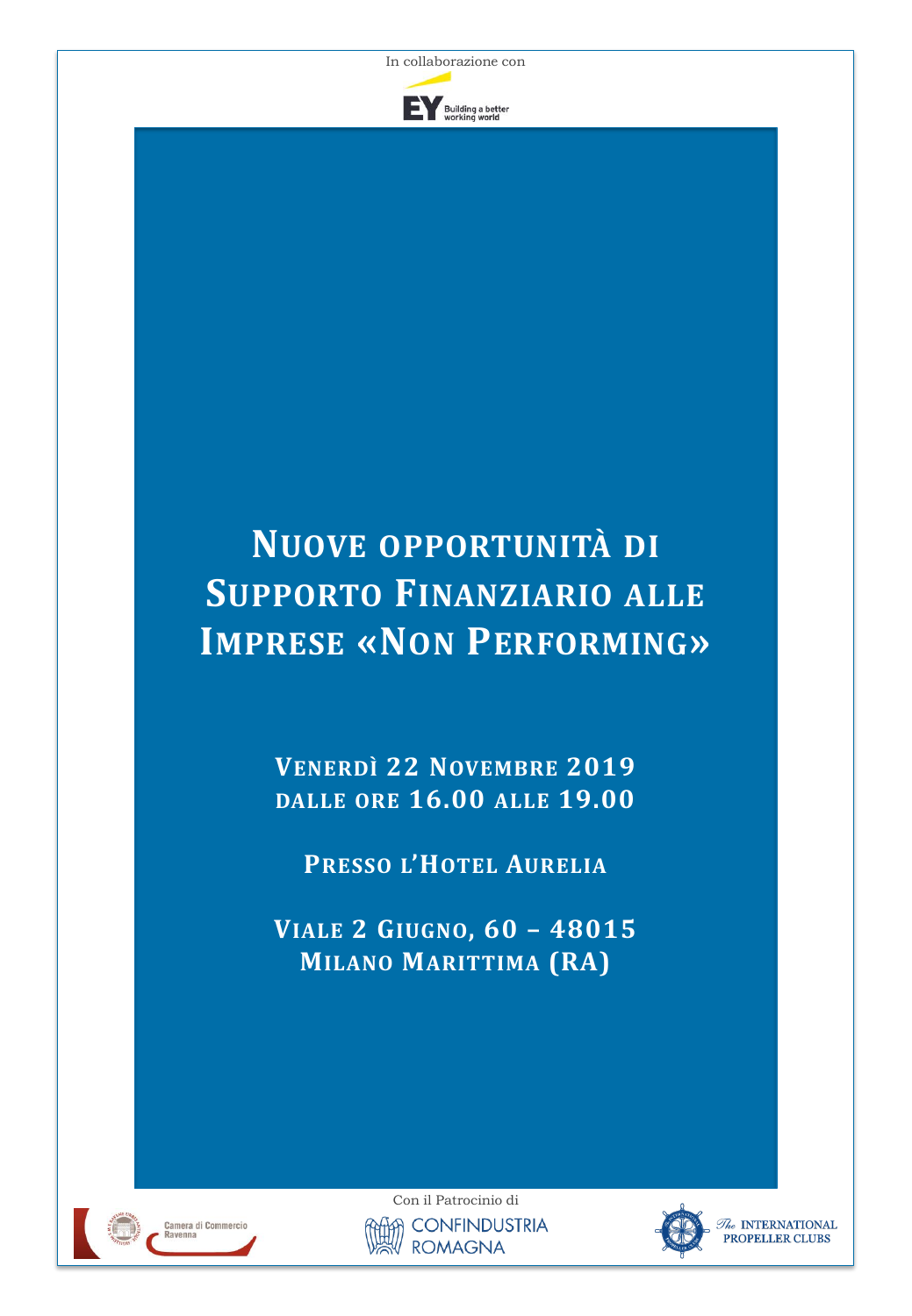In collaborazione con

EY Building a better working world

# Nuove opportunità di Supporto Finanziario alle Imprese «Non Performing»

**Venerdì 22 Novembre 2019**
**dalle ore 16.00 alle 19.00**

**Presso l'Hotel Aurelia**

**Viale 2 Giugno, 60 – 48015**
**Milano Marittima (RA)**

Camera di Commercio Ravenna

Con il Patrocinio di

CONFINDUSTRIA ROMAGNA

The INTERNATIONAL PROPELLER CLUBS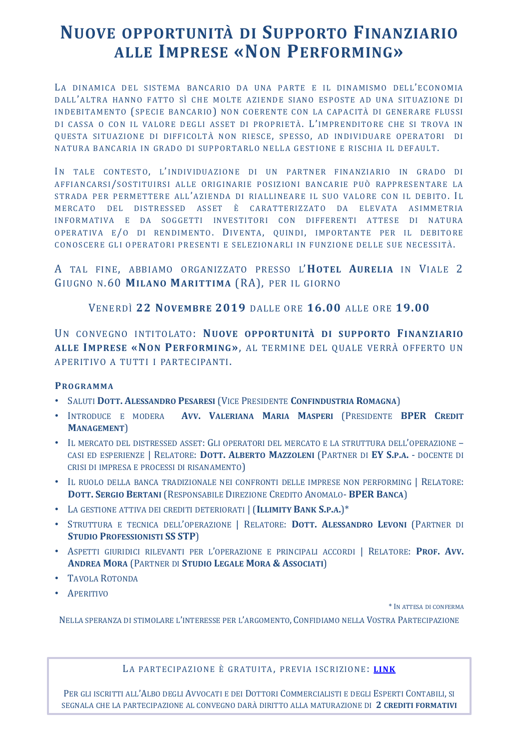# Nuove opportunità di Supporto Finanziario alle Imprese «Non Performing»

La dinamica del sistema bancario da una parte e il dinamismo dell'economia dall'altra hanno fatto sì che molte aziende siano esposte ad una situazione di indebitamento (specie bancario) non coerente con la capacità di generare flussi di cassa o con il valore degli asset di proprietà. L'imprenditore che si trova in questa situazione di difficoltà non riesce, spesso, ad individuare operatori di natura bancaria in grado di supportarlo nella gestione e rischia il default.

In tale contesto, l'individuazione di un partner finanziario in grado di affiancarsi/sostituirsi alle originarie posizioni bancarie può rappresentare la strada per permettere all'azienda di riallineare il suo valore con il debito. Il mercato del distressed asset è caratterizzato da elevata asimmetria informativa e da soggetti investitori con differenti attese di natura operativa e/o di rendimento. Diventa, quindi, importante per il debitore conoscere gli operatori presenti e selezionarli in funzione delle sue necessità.

A tal fine, abbiamo organizzato presso l'**Hotel Aurelia** in Viale 2 Giugno n.60 **Milano Marittima** (RA), per il giorno

Venerdì **22 Novembre 2019** dalle ore **16.00** alle ore **19.00**

Un convegno intitolato: **Nuove opportunità di supporto Finanziario alle Imprese «Non Performing»**, al termine del quale verrà offerto un aperitivo a tutti i partecipanti.

**Programma**

- Saluti **Dott. Alessandro Pesaresi** (Vice Presidente **Confindustria Romagna**)
- Introduce e modera **Avv. Valeriana Maria Masperi** (Presidente **BPER Credit Management**)
- Il mercato del distressed asset: Gli operatori del mercato e la struttura dell'operazione – casi ed esperienze | Relatore: **Dott. Alberto Mazzoleni** (Partner di **EY S.p.A.** - docente di crisi di impresa e processi di risanamento)
- Il ruolo della banca tradizionale nei confronti delle imprese non performing | Relatore: **Dott. Sergio Bertani** (Responsabile Direzione Credito Anomalo- **BPER Banca**)
- La gestione attiva dei crediti deteriorati | (**Illimity Bank S.p.A.**)*
- Struttura e tecnica dell'operazione | Relatore: **Dott. Alessandro Levoni** (Partner di **Studio Professionisti SS STP**)
- Aspetti giuridici rilevanti per l'operazione e principali accordi | Relatore: **Prof. Avv. Andrea Mora** (Partner di **Studio Legale Mora & Associati**)
- Tavola Rotonda
- Aperitivo

\* In attesa di conferma

Nella speranza di stimolare l'interesse per l'argomento, Confidiamo nella Vostra Partecipazione

La partecipazione è gratuita, previa iscrizione: **LINK**

Per gli iscritti all'Albo degli Avvocati e dei Dottori Commercialisti e degli Esperti Contabili, si segnala che la partecipazione al convegno darà diritto alla maturazione di **2 crediti formativi**